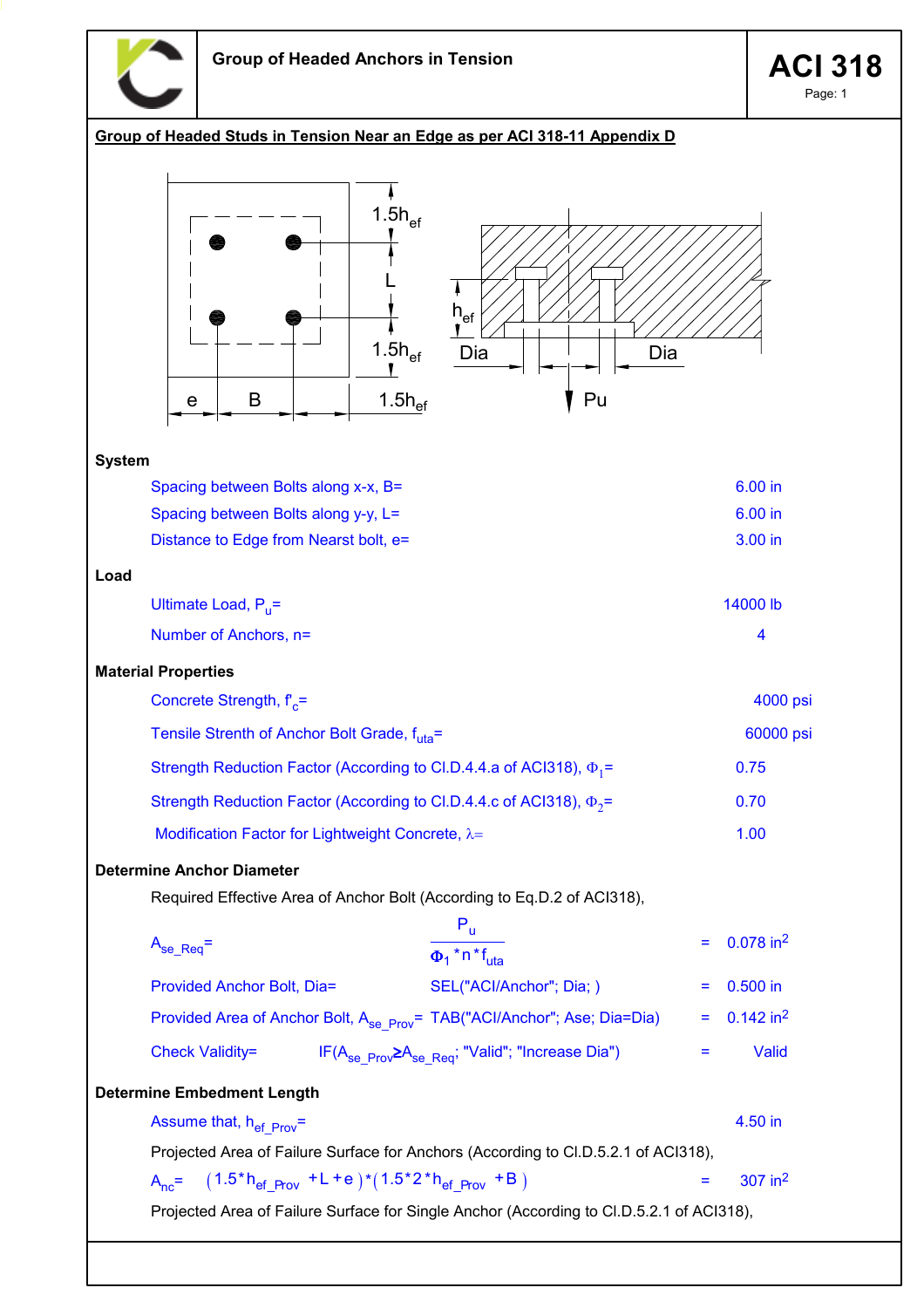Group of Headed Anchors in Tension

**ACI 318**

## Group of Headed Studs in Tension Near an Edge as per ACI 318-11 Appendix D

### System

| | |
|---|---|
| Spacing between Bolts along x-x, B= | 6.00 in |
| Spacing between Bolts along y-y, L= | 6.00 in |
| Distance to Edge from Nearst bolt, e= | 3.00 in |

### Load

| | |
|---|---|
| Ultimate Load, $P_u$= | 14000 lb |
| Number of Anchors, n= | 4 |

### Material Properties

| | |
|---|---|
| Concrete Strength, $f'_c$= | 4000 psi |
| Tensile Strenth of Anchor Bolt Grade, $f_{uta}$= | 60000 psi |
| Strength Reduction Factor (According to Cl.D.4.4.a of ACI318), $\Phi_1$= | 0.75 |
| Strength Reduction Factor (According to Cl.D.4.4.c of ACI318), $\Phi_2$= | 0.70 |
| Modification Factor for Lightweight Concrete, $\lambda$= | 1.00 |

### Determine Anchor Diameter

Required Effective Area of Anchor Bolt (According to Eq.D.2 of ACI318),

$$A_{se\_Req} = \frac{P_u}{\Phi_1 * n * f_{uta}} = 0.078\ in^2$$

Provided Anchor Bolt, Dia= SEL("ACI/Anchor"; Dia; ) = 0.500 in

Provided Area of Anchor Bolt, $A_{se\_Prov}$= TAB("ACI/Anchor"; Ase; Dia=Dia) = 0.142 in$^2$

Check Validity= IF($A_{se\_Prov} \geq A_{se\_Req}$; "Valid"; "Increase Dia") = Valid

### Determine Embedment Length

Assume that, $h_{ef\_Prov}$= 4.50 in

Projected Area of Failure Surface for Anchors (According to Cl.D.5.2.1 of ACI318),

$$A_{nc} = (1.5 * h_{ef\_Prov} + L + e) * (1.5 * 2 * h_{ef\_Prov} + B) = 307\ in^2$$

Projected Area of Failure Surface for Single Anchor (According to Cl.D.5.2.1 of ACI318),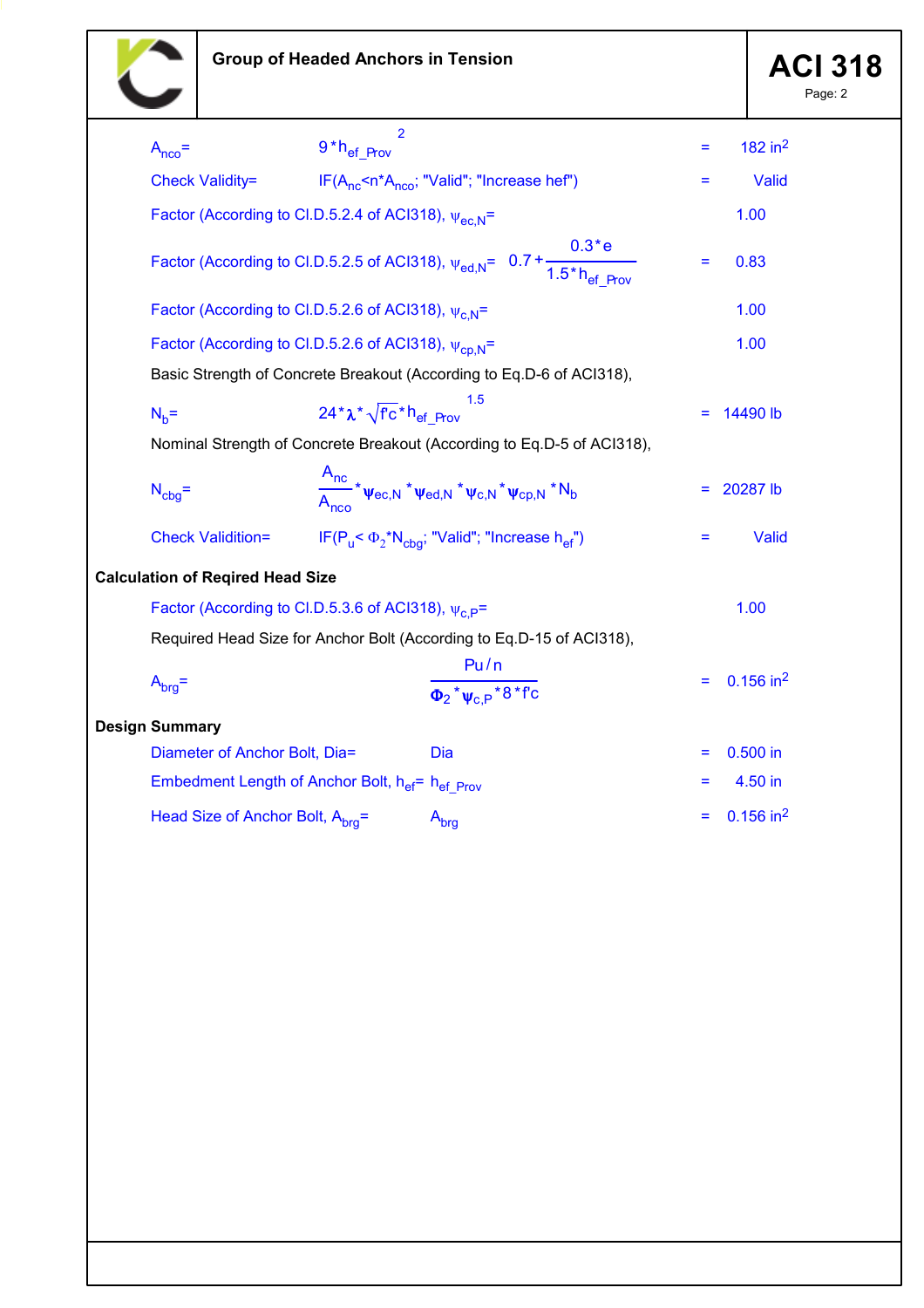$A_{nco}$= $9*h_{ef\_Prov}^{2}$ = 182 in$^2$

Check Validity= IF($A_{nc}$<n*$A_{nco}$; "Valid"; "Increase hef") = Valid

Factor (According to Cl.D.5.2.4 of ACI318), $\psi_{ec,N}$= 1.00

Factor (According to Cl.D.5.2.5 of ACI318), $\psi_{ed,N}$= $0.7+\frac{0.3*e}{1.5*h_{ef\_Prov}}$ = 0.83

Factor (According to Cl.D.5.2.6 of ACI318), $\psi_{c,N}$= 1.00

Factor (According to Cl.D.5.2.6 of ACI318), $\psi_{cp,N}$= 1.00

Basic Strength of Concrete Breakout (According to Eq.D-6 of ACI318),

$N_b$= $24*\lambda*\sqrt{f'c}*h_{ef\_Prov}^{1.5}$ = 14490 lb

Nominal Strength of Concrete Breakout (According to Eq.D-5 of ACI318),

$N_{cbg}$= $\frac{A_{nc}}{A_{nco}}*\psi_{ec,N}*\psi_{ed,N}*\psi_{c,N}*\psi_{cp,N}*N_b$ = 20287 lb

Check Validition= IF($P_u$< $\Phi_2$*$N_{cbg}$; "Valid"; "Increase $h_{ef}$") = Valid

**Calculation of Reqired Head Size**

Factor (According to Cl.D.5.3.6 of ACI318), $\psi_{c,P}$= 1.00

Required Head Size for Anchor Bolt (According to Eq.D-15 of ACI318),

$A_{brg}$= $\frac{Pu/n}{\Phi_2*\psi_{c,P}*8*f'c}$ = 0.156 in$^2$

**Design Summary**

Diameter of Anchor Bolt, Dia= Dia = 0.500 in

Embedment Length of Anchor Bolt, $h_{ef}$= $h_{ef\_Prov}$ = 4.50 in

Head Size of Anchor Bolt, $A_{brg}$= $A_{brg}$ = 0.156 in$^2$